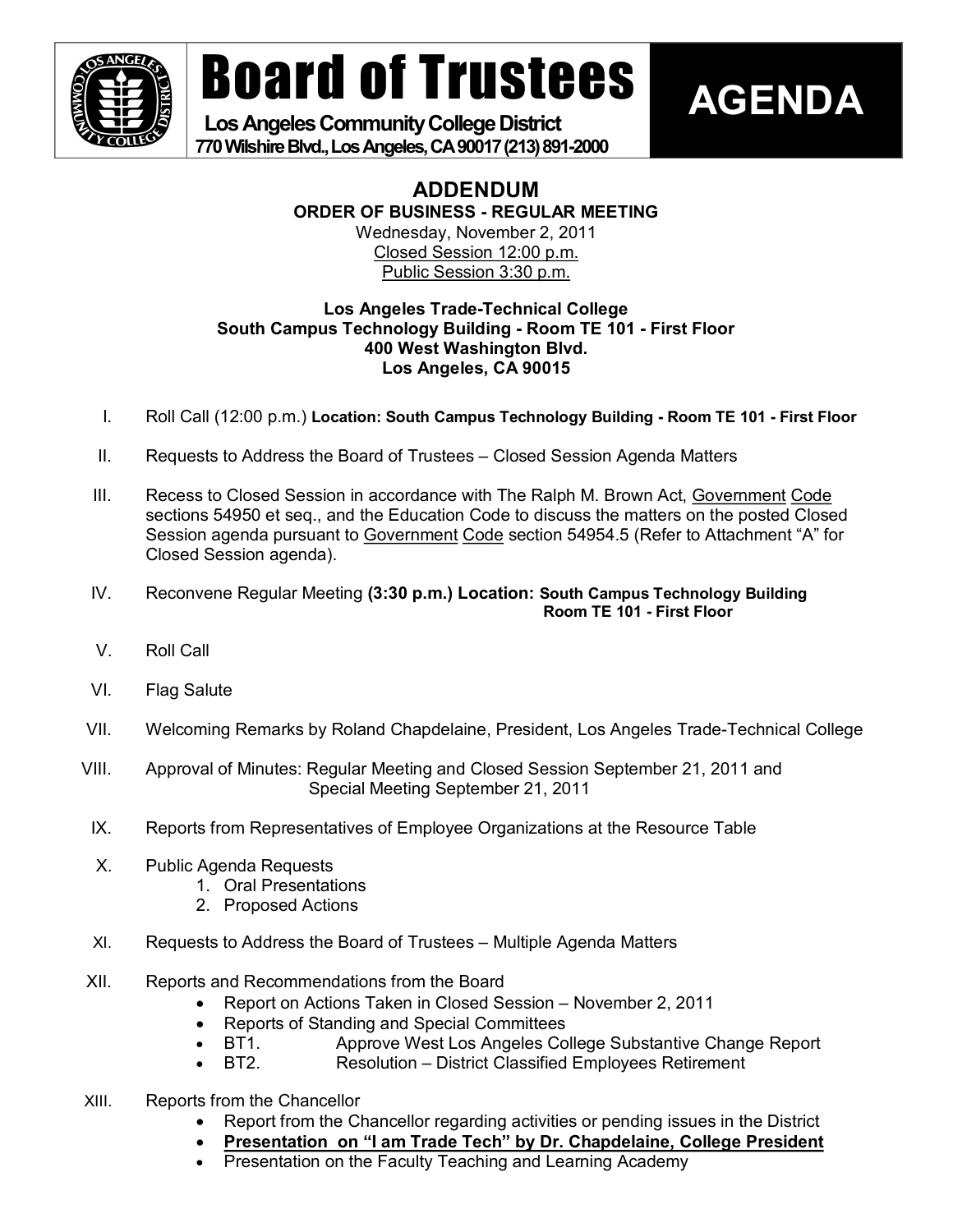# Board of Trustees

**Los Angeles Community College District**
**770 Wilshire Blvd., Los Angeles, CA 90017 (213) 891-2000**

**AGENDA**

## ADDENDUM

**ORDER OF BUSINESS - REGULAR MEETING**

Wednesday, November 2, 2011
Closed Session 12:00 p.m.
Public Session 3:30 p.m.

**Los Angeles Trade-Technical College**
**South Campus Technology Building - Room TE 101 - First Floor**
**400 West Washington Blvd.**
**Los Angeles, CA 90015**

I. Roll Call (12:00 p.m.) **Location: South Campus Technology Building - Room TE 101 - First Floor**

II. Requests to Address the Board of Trustees – Closed Session Agenda Matters

III. Recess to Closed Session in accordance with The Ralph M. Brown Act, Government Code sections 54950 et seq., and the Education Code to discuss the matters on the posted Closed Session agenda pursuant to Government Code section 54954.5 (Refer to Attachment "A" for Closed Session agenda).

IV. Reconvene Regular Meeting **(3:30 p.m.) Location: South Campus Technology Building Room TE 101 - First Floor**

V. Roll Call

VI. Flag Salute

VII. Welcoming Remarks by Roland Chapdelaine, President, Los Angeles Trade-Technical College

VIII. Approval of Minutes: Regular Meeting and Closed Session September 21, 2011 and Special Meeting September 21, 2011

IX. Reports from Representatives of Employee Organizations at the Resource Table

X. Public Agenda Requests
   1. Oral Presentations
   2. Proposed Actions

XI. Requests to Address the Board of Trustees – Multiple Agenda Matters

XII. Reports and Recommendations from the Board
   - Report on Actions Taken in Closed Session – November 2, 2011
   - Reports of Standing and Special Committees
   - BT1. Approve West Los Angeles College Substantive Change Report
   - BT2. Resolution – District Classified Employees Retirement

XIII. Reports from the Chancellor
   - Report from the Chancellor regarding activities or pending issues in the District
   - **Presentation on "I am Trade Tech" by Dr. Chapdelaine, College President**
   - Presentation on the Faculty Teaching and Learning Academy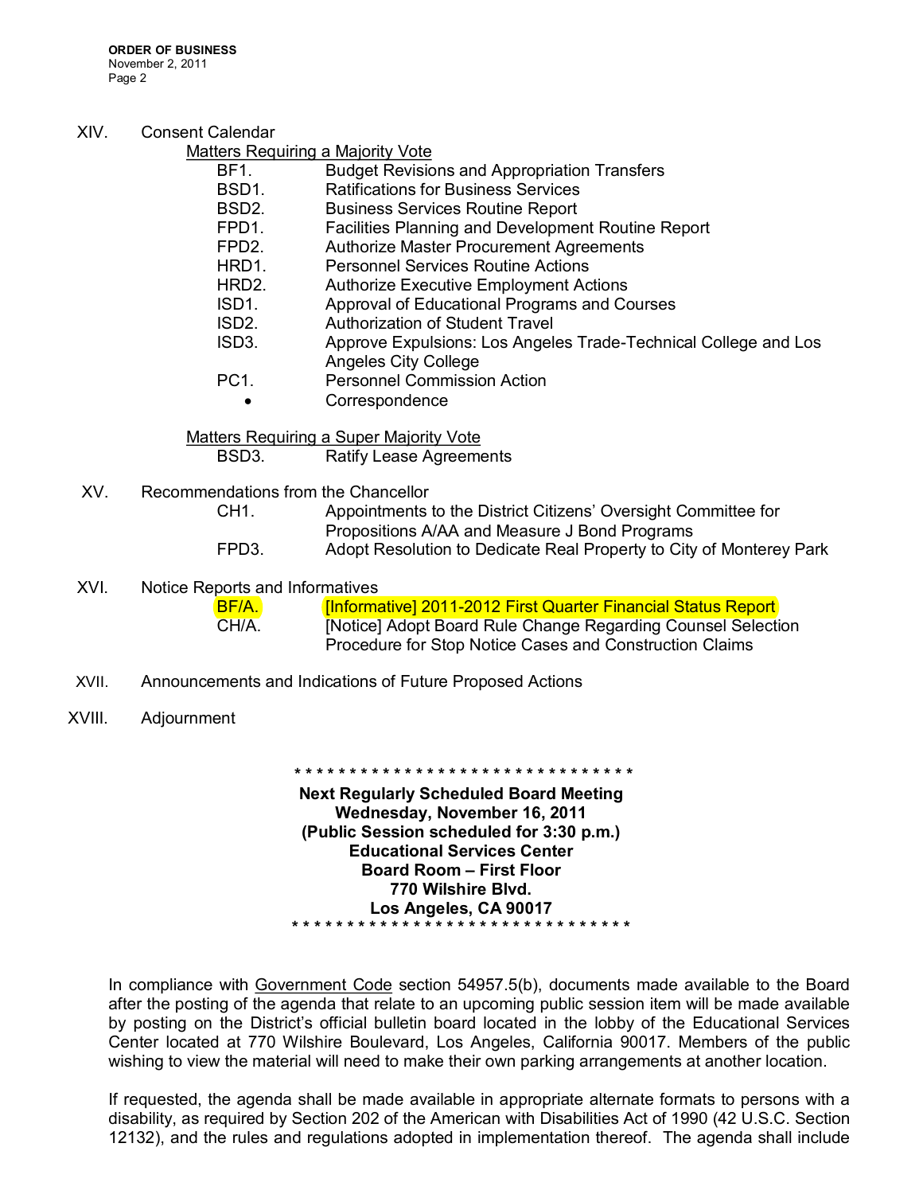XIV. Consent Calendar

Matters Requiring a Majority Vote

| | |
|---|---|
| BF1. | Budget Revisions and Appropriation Transfers |
| BSD1. | Ratifications for Business Services |
| BSD2. | Business Services Routine Report |
| FPD1. | Facilities Planning and Development Routine Report |
| FPD2. | Authorize Master Procurement Agreements |
| HRD1. | Personnel Services Routine Actions |
| HRD2. | Authorize Executive Employment Actions |
| ISD1. | Approval of Educational Programs and Courses |
| ISD2. | Authorization of Student Travel |
| ISD3. | Approve Expulsions: Los Angeles Trade-Technical College and Los Angeles City College |
| PC1. | Personnel Commission Action |
| • | Correspondence |

Matters Requiring a Super Majority Vote

| | |
|---|---|
| BSD3. | Ratify Lease Agreements |

XV. Recommendations from the Chancellor

| | |
|---|---|
| CH1. | Appointments to the District Citizens' Oversight Committee for Propositions A/AA and Measure J Bond Programs |
| FPD3. | Adopt Resolution to Dedicate Real Property to City of Monterey Park |

XVI. Notice Reports and Informatives

| | |
|---|---|
| BF/A. | [Informative] 2011-2012 First Quarter Financial Status Report |
| CH/A. | [Notice] Adopt Board Rule Change Regarding Counsel Selection Procedure for Stop Notice Cases and Construction Claims |

XVII. Announcements and Indications of Future Proposed Actions

XVIII. Adjournment

* * * * * * * * * * * * * * * * * * * * * * * * * * * * * * * *

**Next Regularly Scheduled Board Meeting**
**Wednesday, November 16, 2011**
**(Public Session scheduled for 3:30 p.m.)**
**Educational Services Center**
**Board Room – First Floor**
**770 Wilshire Blvd.**
**Los Angeles, CA 90017**

* * * * * * * * * * * * * * * * * * * * * * * * * * * * * * * *

In compliance with Government Code section 54957.5(b), documents made available to the Board after the posting of the agenda that relate to an upcoming public session item will be made available by posting on the District's official bulletin board located in the lobby of the Educational Services Center located at 770 Wilshire Boulevard, Los Angeles, California 90017. Members of the public wishing to view the material will need to make their own parking arrangements at another location.

If requested, the agenda shall be made available in appropriate alternate formats to persons with a disability, as required by Section 202 of the American with Disabilities Act of 1990 (42 U.S.C. Section 12132), and the rules and regulations adopted in implementation thereof. The agenda shall include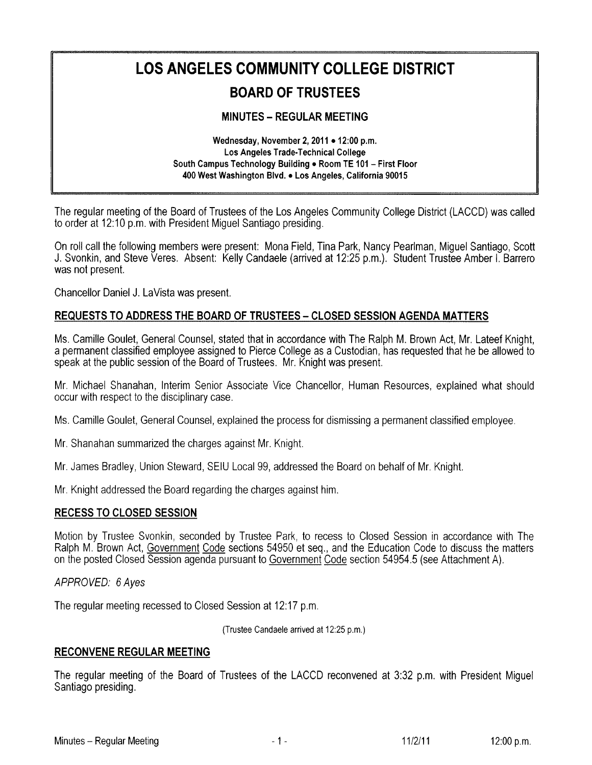# LOS ANGELES COMMUNITY COLLEGE DISTRICT

## BOARD OF TRUSTEES

### MINUTES – REGULAR MEETING

**Wednesday, November 2, 2011 • 12:00 p.m.**
**Los Angeles Trade-Technical College**
**South Campus Technology Building • Room TE 101 – First Floor**
**400 West Washington Blvd. • Los Angeles, California 90015**

The regular meeting of the Board of Trustees of the Los Angeles Community College District (LACCD) was called to order at 12:10 p.m. with President Miguel Santiago presiding.

On roll call the following members were present: Mona Field, Tina Park, Nancy Pearlman, Miguel Santiago, Scott J. Svonkin, and Steve Veres. Absent: Kelly Candaele (arrived at 12:25 p.m.). Student Trustee Amber I. Barrero was not present.

Chancellor Daniel J. LaVista was present.

**REQUESTS TO ADDRESS THE BOARD OF TRUSTEES – CLOSED SESSION AGENDA MATTERS**

Ms. Camille Goulet, General Counsel, stated that in accordance with The Ralph M. Brown Act, Mr. Lateef Knight, a permanent classified employee assigned to Pierce College as a Custodian, has requested that he be allowed to speak at the public session of the Board of Trustees. Mr. Knight was present.

Mr. Michael Shanahan, Interim Senior Associate Vice Chancellor, Human Resources, explained what should occur with respect to the disciplinary case.

Ms. Camille Goulet, General Counsel, explained the process for dismissing a permanent classified employee.

Mr. Shanahan summarized the charges against Mr. Knight.

Mr. James Bradley, Union Steward, SEIU Local 99, addressed the Board on behalf of Mr. Knight.

Mr. Knight addressed the Board regarding the charges against him.

**RECESS TO CLOSED SESSION**

Motion by Trustee Svonkin, seconded by Trustee Park, to recess to Closed Session in accordance with The Ralph M. Brown Act, Government Code sections 54950 et seq., and the Education Code to discuss the matters on the posted Closed Session agenda pursuant to Government Code section 54954.5 (see Attachment A).

*APPROVED: 6 Ayes*

The regular meeting recessed to Closed Session at 12:17 p.m.

(Trustee Candaele arrived at 12:25 p.m.)

**RECONVENE REGULAR MEETING**

The regular meeting of the Board of Trustees of the LACCD reconvened at 3:32 p.m. with President Miguel Santiago presiding.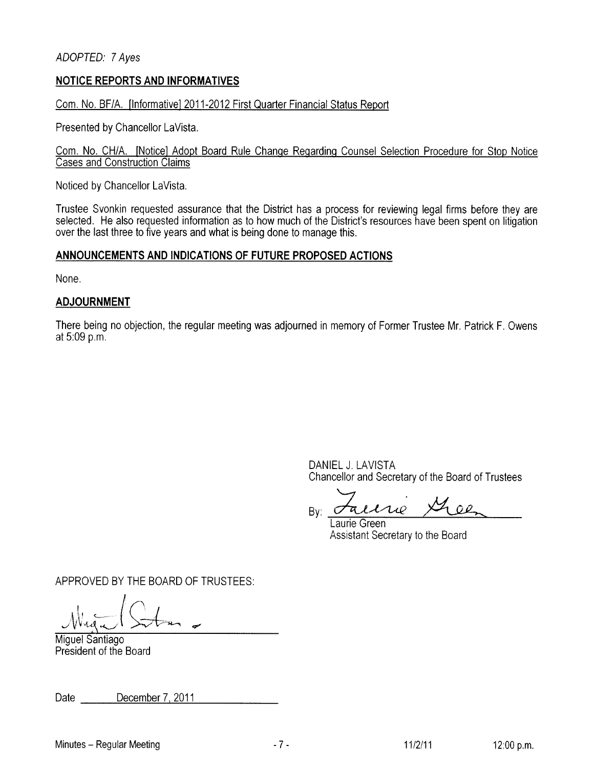*ADOPTED: 7 Ayes*

## NOTICE REPORTS AND INFORMATIVES

Com. No. BF/A. [Informative] 2011-2012 First Quarter Financial Status Report

Presented by Chancellor LaVista.

Com. No. CH/A. [Notice] Adopt Board Rule Change Regarding Counsel Selection Procedure for Stop Notice Cases and Construction Claims

Noticed by Chancellor LaVista.

Trustee Svonkin requested assurance that the District has a process for reviewing legal firms before they are selected. He also requested information as to how much of the District's resources have been spent on litigation over the last three to five years and what is being done to manage this.

## ANNOUNCEMENTS AND INDICATIONS OF FUTURE PROPOSED ACTIONS

None.

## ADJOURNMENT

There being no objection, the regular meeting was adjourned in memory of Former Trustee Mr. Patrick F. Owens at 5:09 p.m.

DANIEL J. LAVISTA
Chancellor and Secretary of the Board of Trustees

By: Laurie Green
Laurie Green
Assistant Secretary to the Board

APPROVED BY THE BOARD OF TRUSTEES:

Miguel Santiago
President of the Board

Date December 7, 2011

Minutes – Regular Meeting 11/2/11 12:00 p.m.